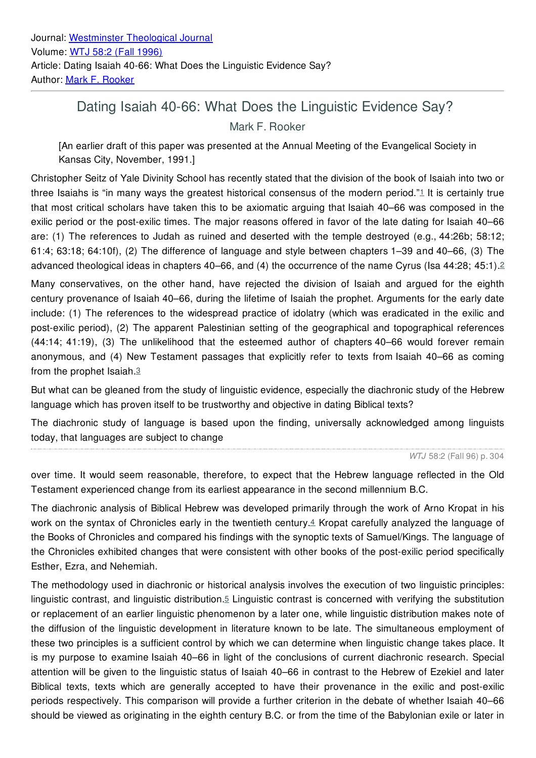Journal: Westminster Theological Journal
Volume: WTJ 58:2 (Fall 1996)
Article: Dating Isaiah 40-66: What Does the Linguistic Evidence Say?
Author: Mark F. Rooker

---

# Dating Isaiah 40-66: What Does the Linguistic Evidence Say?

## Mark F. Rooker

[An earlier draft of this paper was presented at the Annual Meeting of the Evangelical Society in Kansas City, November, 1991.]

Christopher Seitz of Yale Divinity School has recently stated that the division of the book of Isaiah into two or three Isaiahs is "in many ways the greatest historical consensus of the modern period."[1] It is certainly true that most critical scholars have taken this to be axiomatic arguing that Isaiah 40–66 was composed in the exilic period or the post-exilic times. The major reasons offered in favor of the late dating for Isaiah 40–66 are: (1) The references to Judah as ruined and deserted with the temple destroyed (e.g., 44:26b; 58:12; 61:4; 63:18; 64:10f), (2) The difference of language and style between chapters 1–39 and 40–66, (3) The advanced theological ideas in chapters 40–66, and (4) the occurrence of the name Cyrus (Isa 44:28; 45:1).[2]

Many conservatives, on the other hand, have rejected the division of Isaiah and argued for the eighth century provenance of Isaiah 40–66, during the lifetime of Isaiah the prophet. Arguments for the early date include: (1) The references to the widespread practice of idolatry (which was eradicated in the exilic and post-exilic period), (2) The apparent Palestinian setting of the geographical and topographical references (44:14; 41:19), (3) The unlikelihood that the esteemed author of chapters 40–66 would forever remain anonymous, and (4) New Testament passages that explicitly refer to texts from Isaiah 40–66 as coming from the prophet Isaiah.[3]

But what can be gleaned from the study of linguistic evidence, especially the diachronic study of the Hebrew language which has proven itself to be trustworthy and objective in dating Biblical texts?

The diachronic study of language is based upon the finding, universally acknowledged among linguists today, that languages are subject to change over time. It would seem reasonable, therefore, to expect that the Hebrew language reflected in the Old Testament experienced change from its earliest appearance in the second millennium B.C.

The diachronic analysis of Biblical Hebrew was developed primarily through the work of Arno Kropat in his work on the syntax of Chronicles early in the twentieth century.[4] Kropat carefully analyzed the language of the Books of Chronicles and compared his findings with the synoptic texts of Samuel/Kings. The language of the Chronicles exhibited changes that were consistent with other books of the post-exilic period specifically Esther, Ezra, and Nehemiah.

The methodology used in diachronic or historical analysis involves the execution of two linguistic principles: linguistic contrast, and linguistic distribution.[5] Linguistic contrast is concerned with verifying the substitution or replacement of an earlier linguistic phenomenon by a later one, while linguistic distribution makes note of the diffusion of the linguistic development in literature known to be late. The simultaneous employment of these two principles is a sufficient control by which we can determine when linguistic change takes place. It is my purpose to examine Isaiah 40–66 in light of the conclusions of current diachronic research. Special attention will be given to the linguistic status of Isaiah 40–66 in contrast to the Hebrew of Ezekiel and later Biblical texts, texts which are generally accepted to have their provenance in the exilic and post-exilic periods respectively. This comparison will provide a further criterion in the debate of whether Isaiah 40–66 should be viewed as originating in the eighth century B.C. or from the time of the Babylonian exile or later in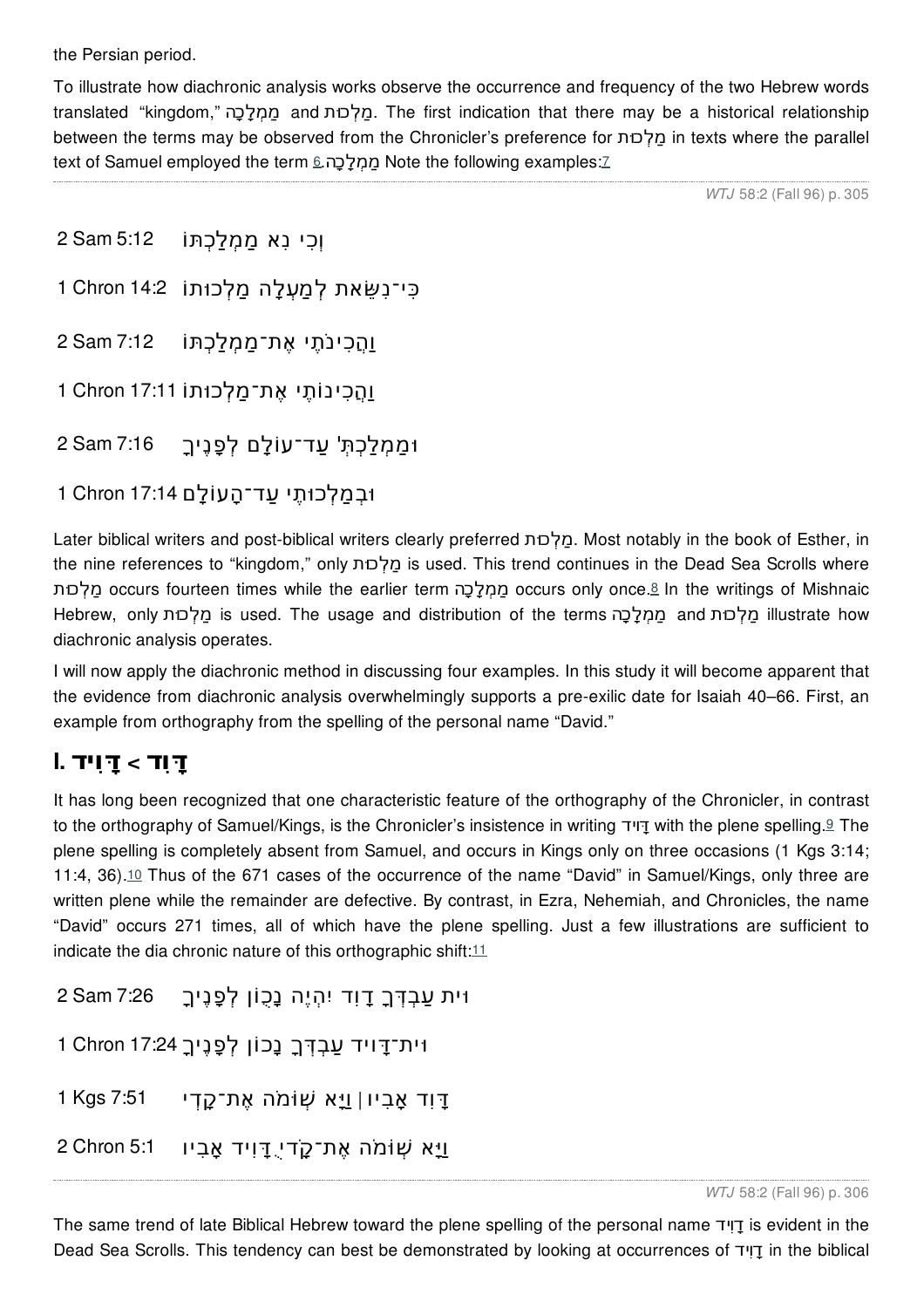the Persian period.

To illustrate how diachronic analysis works observe the occurrence and frequency of the two Hebrew words translated "kingdom," מַמְלָכָה and מַלְכוּת. The first indication that there may be a historical relationship between the terms may be observed from the Chronicler's preference for מַלְכוּת in texts where the parallel text of Samuel employed the term מַמְלָכָה.[6] Note the following examples:[7]

2 Sam 5:12 וְכִי נִשֵּׂא מַמְלַכְתּוֹ

1 Chron 14:2 כִּי־נִשֵּׂאת לְמַעְלָה מַלְכוּתוֹ

2 Sam 7:12 וַהֲכִינֹתִי אֶת־מַמְלַכְתּוֹ

1 Chron 17:11 וַהֲכִינוֹתִי אֶת־מַלְכוּתוֹ

2 Sam 7:16 וּמַמְלַכְתְּךָ עַד־עוֹלָם לְפָנֶיךָ

1 Chron 17:14 וּבְמַלְכוּתִי עַד־הָעוֹלָם

Later biblical writers and post-biblical writers clearly preferred מַלְכוּת. Most notably in the book of Esther, in the nine references to "kingdom," only מַלְכוּת is used. This trend continues in the Dead Sea Scrolls where מַלְכוּת occurs fourteen times while the earlier term מַמְלָכָה occurs only once.[8] In the writings of Mishnaic Hebrew, only מַלְכוּת is used. The usage and distribution of the terms מַמְלָכָה and מַלְכוּת illustrate how diachronic analysis operates.

I will now apply the diachronic method in discussing four examples. In this study it will become apparent that the evidence from diachronic analysis overwhelmingly supports a pre-exilic date for Isaiah 40–66. First, an example from orthography from the spelling of the personal name "David."

## I. דָּוִד < דָּוִיד

It has long been recognized that one characteristic feature of the orthography of the Chronicler, in contrast to the orthography of Samuel/Kings, is the Chronicler's insistence in writing דָּוִיד with the plene spelling.[9] The plene spelling is completely absent from Samuel, and occurs in Kings only on three occasions (1 Kgs 3:14; 11:4, 36).[10] Thus of the 671 cases of the occurrence of the name "David" in Samuel/Kings, only three are written plene while the remainder are defective. By contrast, in Ezra, Nehemiah, and Chronicles, the name "David" occurs 271 times, all of which have the plene spelling. Just a few illustrations are sufficient to indicate the dia chronic nature of this orthographic shift:[11]

2 Sam 7:26 וּבֵית עַבְדְּךָ דָוִד יִהְיֶה נָכוֹן לְפָנֶיךָ

1 Chron 17:24 וּבֵית־דָּוִיד עַבְדְּךָ נָכוֹן לְפָנֶיךָ

1 Kgs 7:51 דָּוִד אָבִיו | וַיָּבֵא שְׁלֹמֹה אֶת־קָדְשֵׁי

2 Chron 5:1 וַיָּבֵא שְׁלֹמֹה אֶת־קָדְשֵׁי דָּוִיד אָבִיו

The same trend of late Biblical Hebrew toward the plene spelling of the personal name דָּוִיד is evident in the Dead Sea Scrolls. This tendency can best be demonstrated by looking at occurrences of דָּוִד in the biblical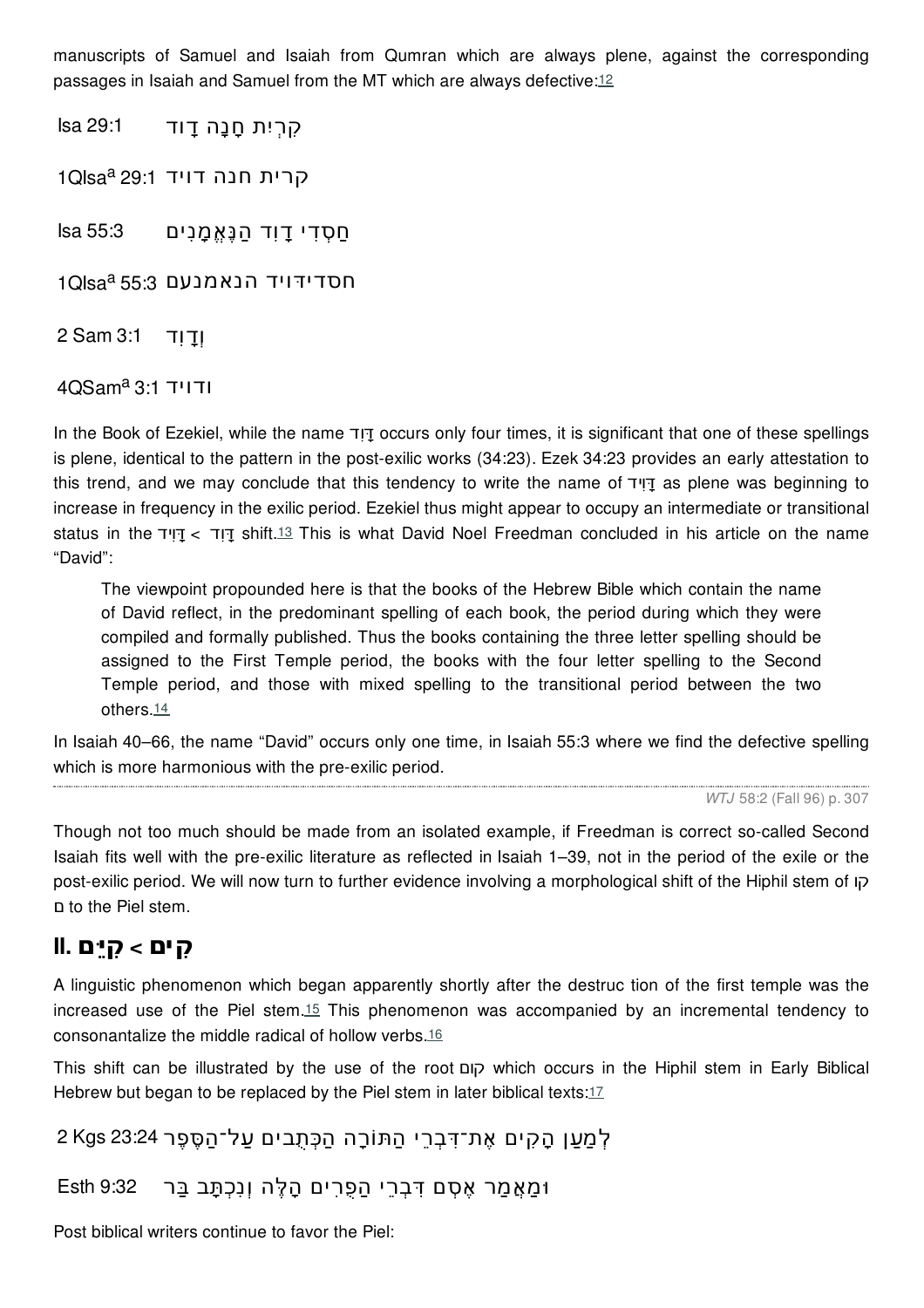manuscripts of Samuel and Isaiah from Qumran which are always plene, against the corresponding passages in Isaiah and Samuel from the MT which are always defective:[12]

Isa 29:1 קִרְיַת חָנָה דָוִד

1QIsa[a] 29:1 קרית חנה דויד

Isa 55:3 חַסְדֵי דָוִד הַנֶּאֱמָנִים

1QIsa[a] 55:3 חסדידויד הנאמנעם

2 Sam 3:1 וְדָוִד

4QSam[a] 3:1 ודויד

In the Book of Ezekiel, while the name דָּוִד occurs only four times, it is significant that one of these spellings is plene, identical to the pattern in the post-exilic works (34:23). Ezek 34:23 provides an early attestation to this trend, and we may conclude that this tendency to write the name of דָּוִד as plene was beginning to increase in frequency in the exilic period. Ezekiel thus might appear to occupy an intermediate or transitional status in the דָּוִיד < דָּוִד shift.[13] This is what David Noel Freedman concluded in his article on the name "David":

> The viewpoint propounded here is that the books of the Hebrew Bible which contain the name of David reflect, in the predominant spelling of each book, the period during which they were compiled and formally published. Thus the books containing the three letter spelling should be assigned to the First Temple period, the books with the four letter spelling to the Second Temple period, and those with mixed spelling to the transitional period between the two others.[14]

In Isaiah 40–66, the name "David" occurs only one time, in Isaiah 55:3 where we find the defective spelling which is more harmonious with the pre-exilic period.

Though not too much should be made from an isolated example, if Freedman is correct so-called Second Isaiah fits well with the pre-exilic literature as reflected in Isaiah 1–39, not in the period of the exile or the post-exilic period. We will now turn to further evidence involving a morphological shift of the Hiphil stem of קום to the Piel stem.

## II. קִיֵּם < קִים

A linguistic phenomenon which began apparently shortly after the destruc tion of the first temple was the increased use of the Piel stem.[15] This phenomenon was accompanied by an incremental tendency to consonantalize the middle radical of hollow verbs.[16]

This shift can be illustrated by the use of the root קום which occurs in the Hiphil stem in Early Biblical Hebrew but began to be replaced by the Piel stem in later biblical texts:[17]

2 Kgs 23:24 לְמַעַן הָקִים אֶת־דִּבְרֵי הַתּוֹרָה הַכְּתֻבִים עַל־הַסֵּפֶר

Esth 9:32 וּמַאֲמַר אֶסְתֵּר קִיַּם דִּבְרֵי הַפֻּרִים הָאֵלֶּה וְנִכְתָּב בַּסֵּפֶר

Post biblical writers continue to favor the Piel: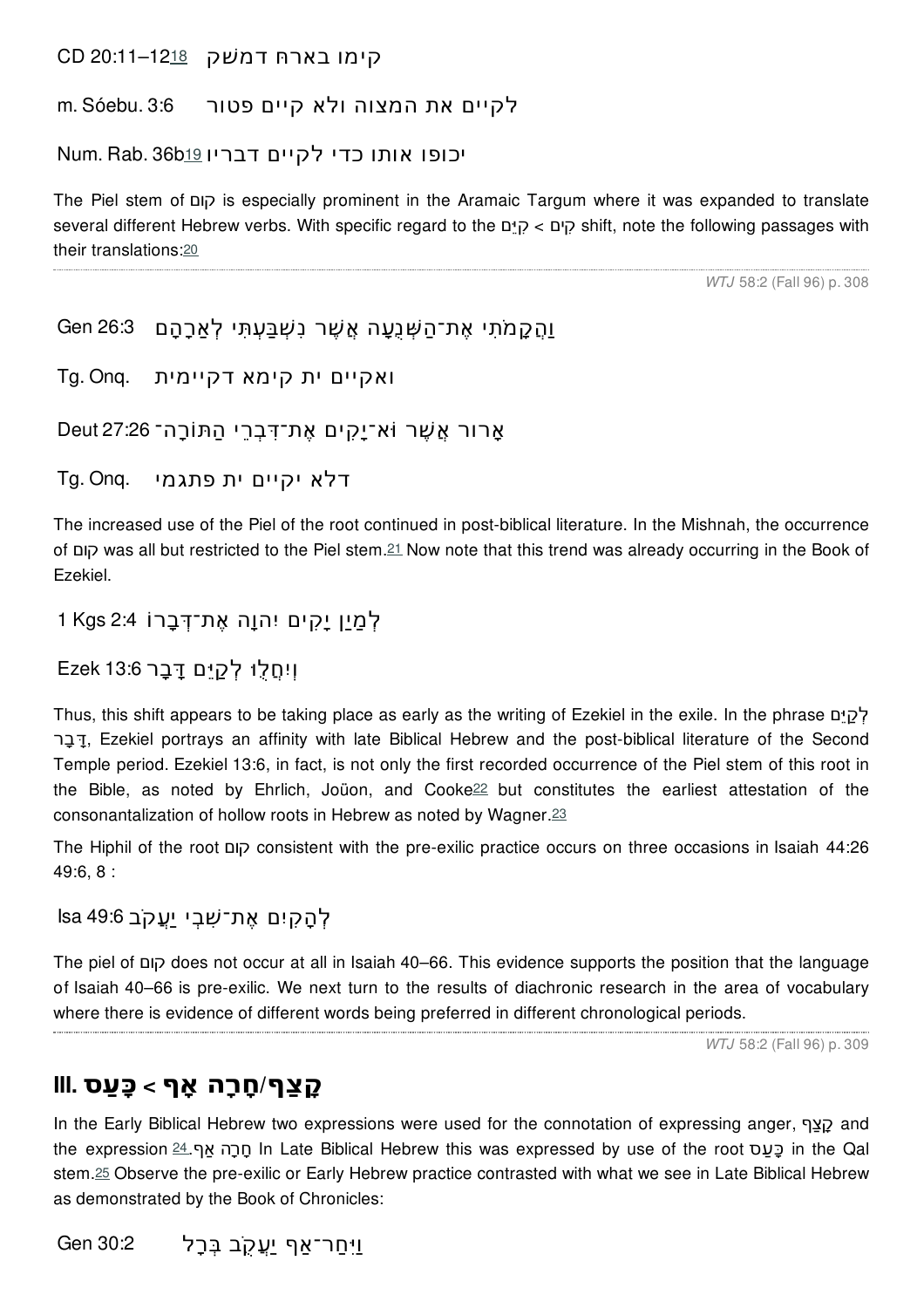CD 20:11–12[18] קימו בארח דמשק

m. Sóebu. 3:6 לקיים את המצוה ולא קיים פטור

Num. Rab. 36b[19] יכופו אותו כדי לקיים דבריו

The Piel stem of קום is especially prominent in the Aramaic Targum where it was expanded to translate several different Hebrew verbs. With specific regard to the קִים < קַיֵּם shift, note the following passages with their translations:[20]

Gen 26:3 וַהֲקִמֹתִי אֶת־הַשְּׁבֻעָה אֲשֶׁר נִשְׁבַּעְתִּי לְאַבְרָהָם

Tg. Onq. ואקיים ית קימא דקיימית

Deut 27:26 אָרוּר אֲשֶׁר לֹא־יָקִים אֶת־דִּבְרֵי הַתּוֹרָה־

Tg. Onq. דלא יקיים ית פתגמי

The increased use of the Piel of the root continued in post-biblical literature. In the Mishnah, the occurrence of קום was all but restricted to the Piel stem.[21] Now note that this trend was already occurring in the Book of Ezekiel.

1 Kgs 2:4 לְמַעַן יָקִים יְהוָה אֶת־דְּבָרוֹ

Ezek 13:6 וְיִחֲלוּ לְקַיֵּם דָּבָר

Thus, this shift appears to be taking place as early as the writing of Ezekiel in the exile. In the phrase לְקַיֵּם דָּבָר, Ezekiel portrays an affinity with late Biblical Hebrew and the post-biblical literature of the Second Temple period. Ezekiel 13:6, in fact, is not only the first recorded occurrence of the Piel stem of this root in the Bible, as noted by Ehrlich, Joüon, and Cooke[22] but constitutes the earliest attestation of the consonantalization of hollow roots in Hebrew as noted by Wagner.[23]

The Hiphil of the root קום consistent with the pre-exilic practice occurs on three occasions in Isaiah 44:26 49:6, 8 :

Isa 49:6 לְהָקִים אֶת־שִׁבְטֵי יַעֲקֹב

The piel of קום does not occur at all in Isaiah 40–66. This evidence supports the position that the language of Isaiah 40–66 is pre-exilic. We next turn to the results of diachronic research in the area of vocabulary where there is evidence of different words being preferred in different chronological periods.

## III. קָצַף/חָרָה אַף < כָּעַס

In the Early Biblical Hebrew two expressions were used for the connotation of expressing anger, קָצַף and the expression חָרָה אַף.[24] In Late Biblical Hebrew this was expressed by use of the root כָּעַס in the Qal stem.[25] Observe the pre-exilic or Early Hebrew practice contrasted with what we see in Late Biblical Hebrew as demonstrated by the Book of Chronicles:

Gen 30:2 וַיִּחַר־אַף יַעֲקֹב בְּרָל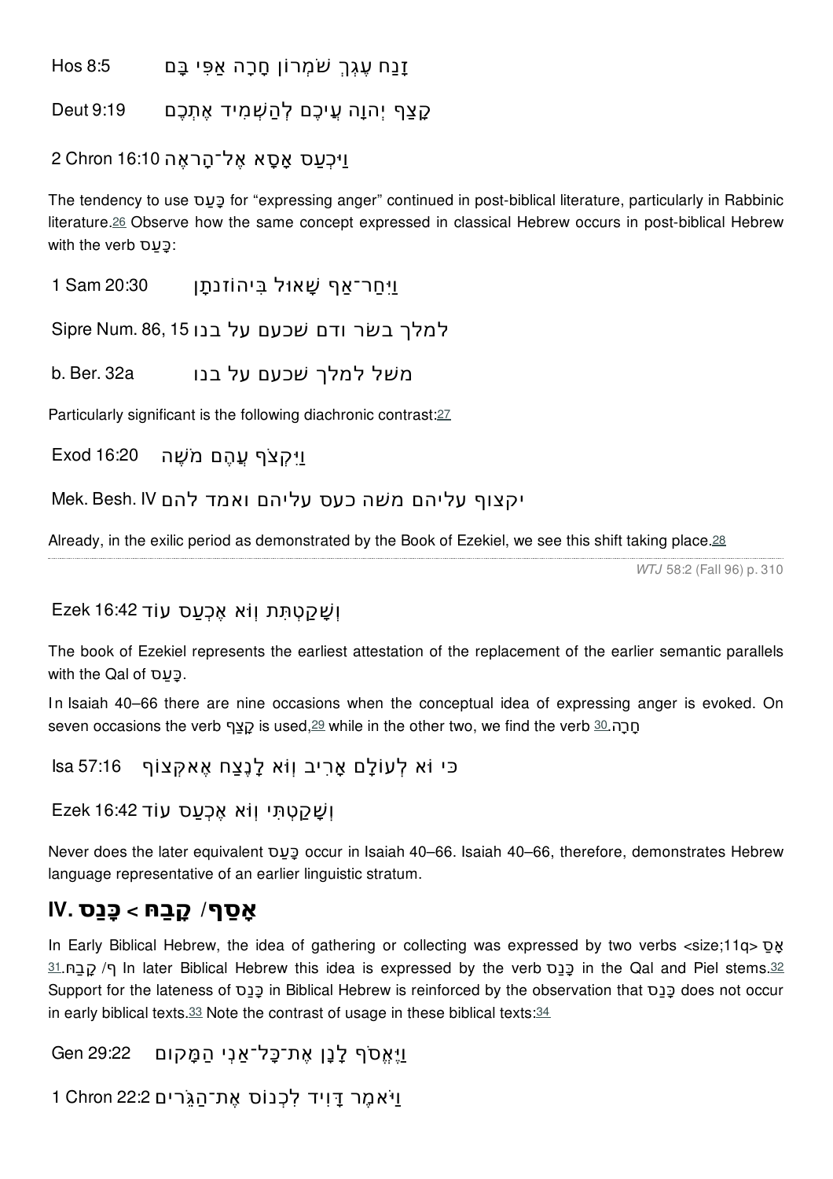Hos 8:5 זָנַח עֶגְלֵךְ שֹׁמְרוֹן חָרָה אַפִּי בָּם

Deut 9:19 קָצַף יְהוָה עֲלֵיכֶם לְהַשְׁמִיד אֶתְכֶם

2 Chron 16:10 וַיִּכְעַס אָסָא אֶל־הָרֹאֶה

The tendency to use כָּעַס for "expressing anger" continued in post-biblical literature, particularly in Rabbinic literature.[26] Observe how the same concept expressed in classical Hebrew occurs in post-biblical Hebrew with the verb כָּעַס:

1 Sam 20:30 וַיִּחַר־אַף שָׁאוּל בִּיהוֹנָתָן

Sipre Num. 86, 15 למלך בשׂר ודם שׁכעם על בנו

b. Ber. 32a משׁל למלך שׁכעם על בנו

Particularly significant is the following diachronic contrast:[27]

Exod 16:20 וַיִּקְצֹף עֲלֵהֶם מֹשֶׁה

Mek. Besh. IV יקצוף עליהם משׁה כעס עליהם ואמד להם

Already, in the exilic period as demonstrated by the Book of Ezekiel, we see this shift taking place.[28]

Ezek 16:42 וְשָׁקַטְתִּי וְלֹא אֶכְעַס עוֹד

The book of Ezekiel represents the earliest attestation of the replacement of the earlier semantic parallels with the Qal of כָּעַס.

In Isaiah 40–66 there are nine occasions when the conceptual idea of expressing anger is evoked. On seven occasions the verb קָצַף is used,[29] while in the other two, we find the verb חָרָה.[30]

Isa 57:16 כִּי לֹא לְעוֹלָם אָרִיב וְלֹא לָנֶצַח אֶקְּצוֹף

Ezek 16:42 וְשָׁקַטְתִּי וְלֹא אֶכְעַס עוֹד

Never does the later equivalent כָּעַס occur in Isaiah 40–66. Isaiah 40–66, therefore, demonstrates Hebrew language representative of an earlier linguistic stratum.

## IV. אָסַף/ קָבַץ > כָּנַס

In Early Biblical Hebrew, the idea of gathering or collecting was expressed by two verbs <size;11q> אָסַף/ קָבַץ.[31] In later Biblical Hebrew this idea is expressed by the verb כָּנַס in the Qal and Piel stems.[32] Support for the lateness of כָּנַס in Biblical Hebrew is reinforced by the observation that כָּנַס does not occur in early biblical texts.[33] Note the contrast of usage in these biblical texts:[34]

Gen 29:22 וַיֶּאֱסֹף לָבָן אֶת־כָּל־אַנְשֵׁי הַמָּקוֹם

1 Chron 22:2 וַיֹּאמֶר דָּוִיד לִכְנוֹס אֶת־הַגֵּרִים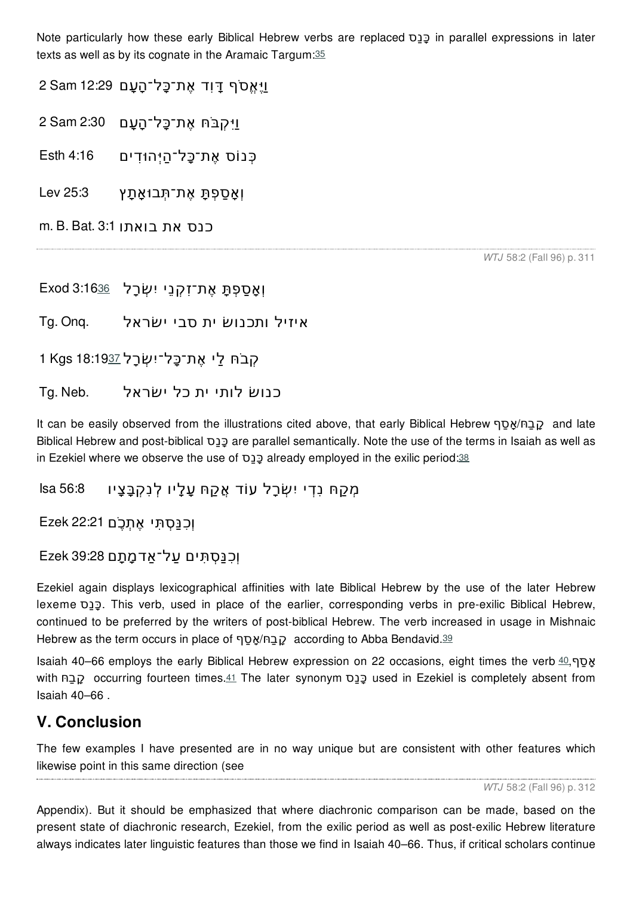Note particularly how these early Biblical Hebrew verbs are replaced כָּנַס in parallel expressions in later texts as well as by its cognate in the Aramaic Targum:35

2 Sam 12:29 וַיֶּאֱסֹף דָּוִד אֶת־כָּל־הָעָם

2 Sam 2:30 וַיִּקְבֹּץ אֶת־כָּל־הָעָם

Esth 4:16 כְּנוֹס אֶת־כָּל־הַיְּהוּדִים

Lev 25:3 וְאָסַפְתָּ אֶת־תְּבוּאָתָהּ

m. B. Bat. 3:1 כנס את בואתו

Exod 3:16[36] וְאָסַפְתָּ אֶת־זִקְנֵי יִשְׂרָאֵל

Tg. Onq. איזיל ותכנושׁ ית סבי ישׂראל

1 Kgs 18:19[37] קְבֹץ לִי אֶת־כָּל־יִשְׂרָאֵל

Tg. Neb. כנושׁ לותי ית כל ישׂראל

It can be easily observed from the illustrations cited above, that early Biblical Hebrew קָבַץ/אָסַף and late Biblical Hebrew and post-biblical כָּנַס are parallel semantically. Note the use of the terms in Isaiah as well as in Ezekiel where we observe the use of כָּנַס already employed in the exilic period:38

Isa 56:8 מְקַבֵּץ נִדְחֵי יִשְׂרָאֵל עוֹד אֲקַבֵּץ עָלָיו לְנִקְבָּצָיו

Ezek 22:21 וְכִנַּסְתִּי אֶתְכֶם

Ezek 39:28 וְכִנַּסְתִּים עַל־אַדְמָתָם

Ezekiel again displays lexicographical affinities with late Biblical Hebrew by the use of the later Hebrew lexeme כָּנַס. This verb, used in place of the earlier, corresponding verbs in pre-exilic Biblical Hebrew, continued to be preferred by the writers of post-biblical Hebrew. The verb increased in usage in Mishnaic Hebrew as the term occurs in place of קָבַץ/אָסַף according to Abba Bendavid.39

Isaiah 40–66 employs the early Biblical Hebrew expression on 22 occasions, eight times the verb אָסַף,40 with קָבַץ occurring fourteen times.41 The later synonym כָּנַס used in Ezekiel is completely absent from Isaiah 40–66 .

## V. Conclusion

The few examples I have presented are in no way unique but are consistent with other features which likewise point in this same direction (see Appendix). But it should be emphasized that where diachronic comparison can be made, based on the present state of diachronic research, Ezekiel, from the exilic period as well as post-exilic Hebrew literature always indicates later linguistic features than those we find in Isaiah 40–66. Thus, if critical scholars continue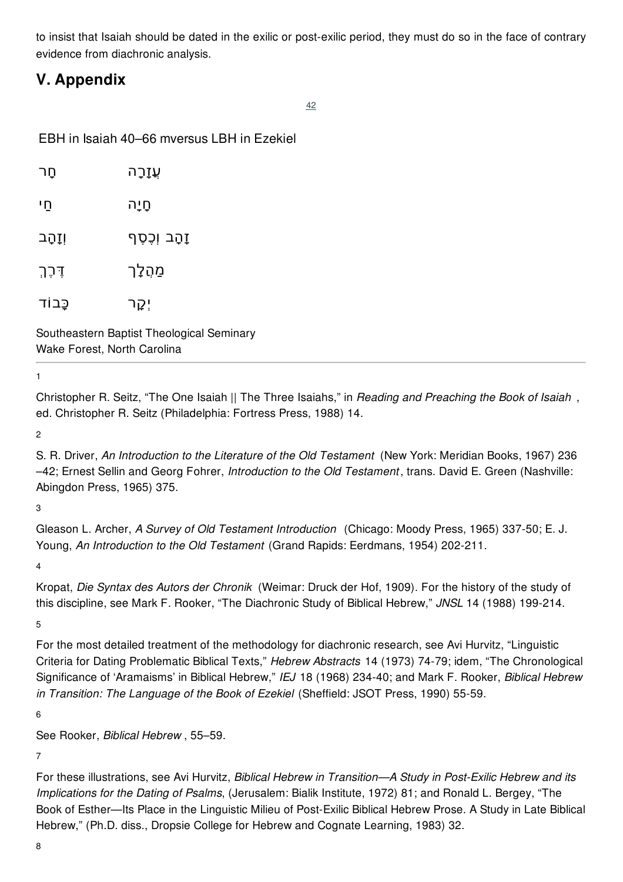to insist that Isaiah should be dated in the exilic or post-exilic period, they must do so in the face of contrary evidence from diachronic analysis.

## V. Appendix

[42]

EBH in Isaiah 40–66 mversus LBH in Ezekiel

| | |
|---|---|
| חָר | עֲזָרָה |
| חַי | חָיָה |
| וְזָהָב | זָהָב וְכֶסֶף |
| דֶּרֶךְ | מַהֲלָךְ |
| כָּבוֹד | יְקָר |

Southeastern Baptist Theological Seminary
Wake Forest, North Carolina

---

1

Christopher R. Seitz, "The One Isaiah || The Three Isaiahs," in *Reading and Preaching the Book of Isaiah* , ed. Christopher R. Seitz (Philadelphia: Fortress Press, 1988) 14.

2

S. R. Driver, *An Introduction to the Literature of the Old Testament* (New York: Meridian Books, 1967) 236–42; Ernest Sellin and Georg Fohrer, *Introduction to the Old Testament*, trans. David E. Green (Nashville: Abingdon Press, 1965) 375.

3

Gleason L. Archer, *A Survey of Old Testament Introduction* (Chicago: Moody Press, 1965) 337-50; E. J. Young, *An Introduction to the Old Testament* (Grand Rapids: Eerdmans, 1954) 202-211.

4

Kropat, *Die Syntax des Autors der Chronik* (Weimar: Druck der Hof, 1909). For the history of the study of this discipline, see Mark F. Rooker, "The Diachronic Study of Biblical Hebrew," *JNSL* 14 (1988) 199-214.

5

For the most detailed treatment of the methodology for diachronic research, see Avi Hurvitz, "Linguistic Criteria for Dating Problematic Biblical Texts," *Hebrew Abstracts* 14 (1973) 74-79; idem, "The Chronological Significance of 'Aramaisms' in Biblical Hebrew," *IEJ* 18 (1968) 234-40; and Mark F. Rooker, *Biblical Hebrew in Transition: The Language of the Book of Ezekiel* (Sheffield: JSOT Press, 1990) 55-59.

6

See Rooker, *Biblical Hebrew* , 55–59.

7

For these illustrations, see Avi Hurvitz, *Biblical Hebrew in Transition—A Study in Post-Exilic Hebrew and its Implications for the Dating of Psalms*, (Jerusalem: Bialik Institute, 1972) 81; and Ronald L. Bergey, "The Book of Esther—Its Place in the Linguistic Milieu of Post-Exilic Biblical Hebrew Prose. A Study in Late Biblical Hebrew," (Ph.D. diss., Dropsie College for Hebrew and Cognate Learning, 1983) 32.

8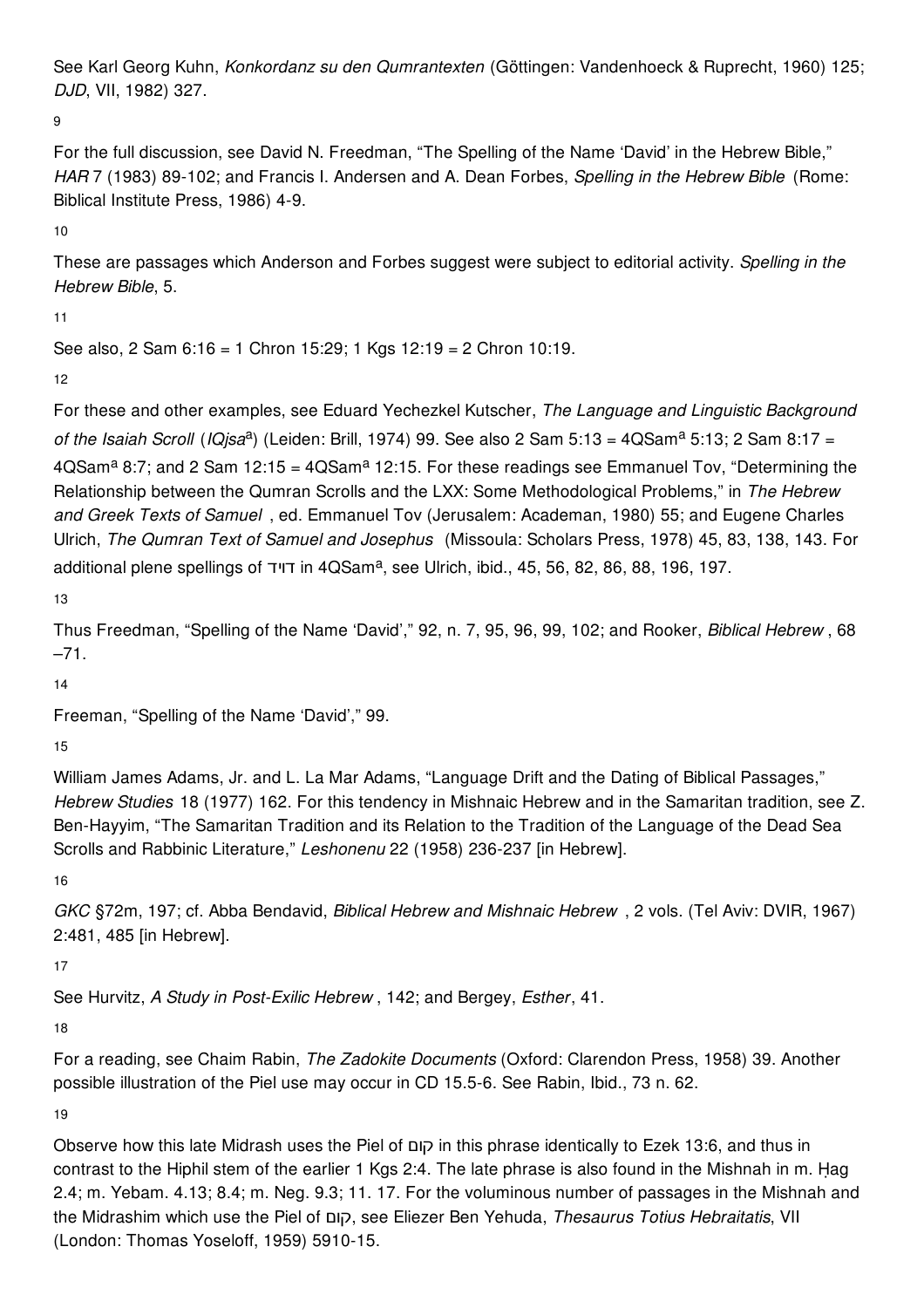See Karl Georg Kuhn, *Konkordanz su den Qumrantexten* (Göttingen: Vandenhoeck & Ruprecht, 1960) 125; *DJD*, VII, 1982) 327.

9

For the full discussion, see David N. Freedman, "The Spelling of the Name 'David' in the Hebrew Bible," *HAR* 7 (1983) 89-102; and Francis I. Andersen and A. Dean Forbes, *Spelling in the Hebrew Bible* (Rome: Biblical Institute Press, 1986) 4-9.

10

These are passages which Anderson and Forbes suggest were subject to editorial activity. *Spelling in the Hebrew Bible*, 5.

11

See also, 2 Sam 6:16 = 1 Chron 15:29; 1 Kgs 12:19 = 2 Chron 10:19.

12

For these and other examples, see Eduard Yechezkel Kutscher, *The Language and Linguistic Background of the Isaiah Scroll* (*IQjsa*[a]) (Leiden: Brill, 1974) 99. See also 2 Sam 5:13 = 4QSam[a] 5:13; 2 Sam 8:17 = 4QSam[a] 8:7; and 2 Sam 12:15 = 4QSam[a] 12:15. For these readings see Emmanuel Tov, "Determining the Relationship between the Qumran Scrolls and the LXX: Some Methodological Problems," in *The Hebrew and Greek Texts of Samuel* , ed. Emmanuel Tov (Jerusalem: Academan, 1980) 55; and Eugene Charles Ulrich, *The Qumran Text of Samuel and Josephus* (Missoula: Scholars Press, 1978) 45, 83, 138, 143. For additional plene spellings of דויד in 4QSam[a], see Ulrich, ibid., 45, 56, 82, 86, 88, 196, 197.

13

Thus Freedman, "Spelling of the Name 'David'," 92, n. 7, 95, 96, 99, 102; and Rooker, *Biblical Hebrew* , 68 –71.

14

Freeman, "Spelling of the Name 'David'," 99.

15

William James Adams, Jr. and L. La Mar Adams, "Language Drift and the Dating of Biblical Passages," *Hebrew Studies* 18 (1977) 162. For this tendency in Mishnaic Hebrew and in the Samaritan tradition, see Z. Ben-Hayyim, "The Samaritan Tradition and its Relation to the Tradition of the Language of the Dead Sea Scrolls and Rabbinic Literature," *Leshonenu* 22 (1958) 236-237 [in Hebrew].

16

*GKC* §72m, 197; cf. Abba Bendavid, *Biblical Hebrew and Mishnaic Hebrew* , 2 vols. (Tel Aviv: DVIR, 1967) 2:481, 485 [in Hebrew].

17

See Hurvitz, *A Study in Post-Exilic Hebrew* , 142; and Bergey, *Esther*, 41.

18

For a reading, see Chaim Rabin, *The Zadokite Documents* (Oxford: Clarendon Press, 1958) 39. Another possible illustration of the Piel use may occur in CD 15.5-6. See Rabin, Ibid., 73 n. 62.

19

Observe how this late Midrash uses the Piel of קום in this phrase identically to Ezek 13:6, and thus in contrast to the Hiphil stem of the earlier 1 Kgs 2:4. The late phrase is also found in the Mishnah in m. Ḥag 2.4; m. Yebam. 4.13; 8.4; m. Neg. 9.3; 11. 17. For the voluminous number of passages in the Mishnah and the Midrashim which use the Piel of קום, see Eliezer Ben Yehuda, *Thesaurus Totius Hebraitatis*, VII (London: Thomas Yoseloff, 1959) 5910-15.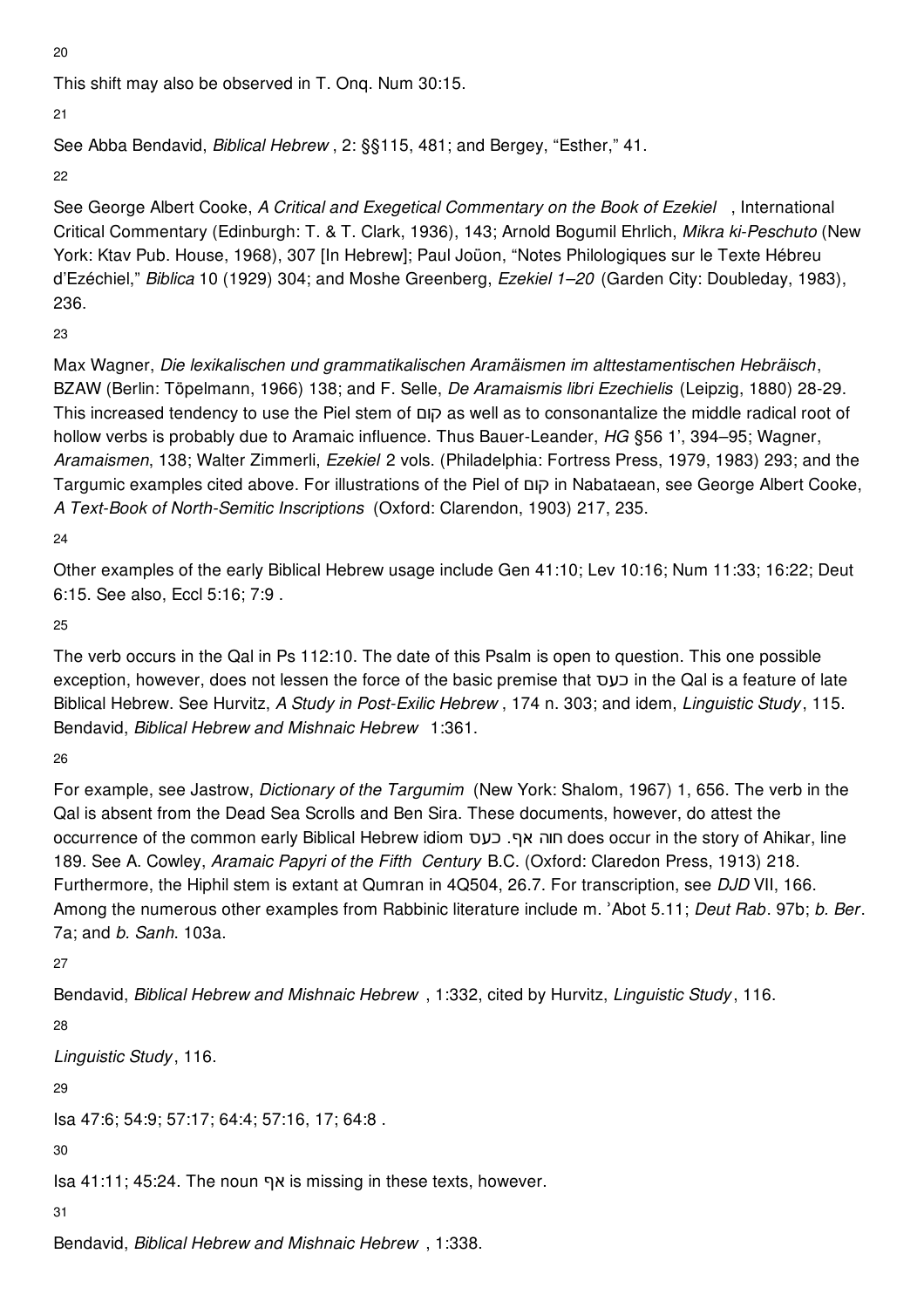20

This shift may also be observed in T. Onq. Num 30:15.

21

See Abba Bendavid, *Biblical Hebrew* , 2: §§115, 481; and Bergey, “Esther,” 41.

22

See George Albert Cooke, *A Critical and Exegetical Commentary on the Book of Ezekiel* , International Critical Commentary (Edinburgh: T. & T. Clark, 1936), 143; Arnold Bogumil Ehrlich, *Mikra ki-Peschuto* (New York: Ktav Pub. House, 1968), 307 [In Hebrew]; Paul Joüon, “Notes Philologiques sur le Texte Hébreu d’Ezéchiel,” *Biblica* 10 (1929) 304; and Moshe Greenberg, *Ezekiel 1–20* (Garden City: Doubleday, 1983), 236.

23

Max Wagner, *Die lexikalischen und grammatikalischen Aramäismen im alttestamentischen Hebräisch*, BZAW (Berlin: Töpelmann, 1966) 138; and F. Selle, *De Aramaismis libri Ezechielis* (Leipzig, 1880) 28-29. This increased tendency to use the Piel stem of קום as well as to consonantalize the middle radical root of hollow verbs is probably due to Aramaic influence. Thus Bauer-Leander, *HG* §56 1’, 394–95; Wagner, *Aramaismen*, 138; Walter Zimmerli, *Ezekiel* 2 vols. (Philadelphia: Fortress Press, 1979, 1983) 293; and the Targumic examples cited above. For illustrations of the Piel of קום in Nabataean, see George Albert Cooke, *A Text-Book of North-Semitic Inscriptions* (Oxford: Clarendon, 1903) 217, 235.

24

Other examples of the early Biblical Hebrew usage include Gen 41:10; Lev 10:16; Num 11:33; 16:22; Deut 6:15. See also, Eccl 5:16; 7:9 .

25

The verb occurs in the Qal in Ps 112:10. The date of this Psalm is open to question. This one possible exception, however, does not lessen the force of the basic premise that כעס in the Qal is a feature of late Biblical Hebrew. See Hurvitz, *A Study in Post-Exilic Hebrew* , 174 n. 303; and idem, *Linguistic Study*, 115. Bendavid, *Biblical Hebrew and Mishnaic Hebrew* 1:361.

26

For example, see Jastrow, *Dictionary of the Targumim* (New York: Shalom, 1967) 1, 656. The verb in the Qal is absent from the Dead Sea Scrolls and Ben Sira. These documents, however, do attest the occurrence of the common early Biblical Hebrew idiom חוה אף. כעס does occur in the story of Ahikar, line 189. See A. Cowley, *Aramaic Papyri of the Fifth Century* B.C. (Oxford: Claredon Press, 1913) 218. Furthermore, the Hiphil stem is extant at Qumran in 4Q504, 26.7. For transcription, see *DJD* VII, 166. Among the numerous other examples from Rabbinic literature include m. ’Abot 5.11; *Deut Rab*. 97b; *b. Ber*. 7a; and *b. Sanh*. 103a.

27

Bendavid, *Biblical Hebrew and Mishnaic Hebrew* , 1:332, cited by Hurvitz, *Linguistic Study*, 116.

28

*Linguistic Study*, 116.

29

Isa 47:6; 54:9; 57:17; 64:4; 57:16, 17; 64:8 .

30

Isa 41:11; 45:24. The noun אף is missing in these texts, however.

31

Bendavid, *Biblical Hebrew and Mishnaic Hebrew* , 1:338.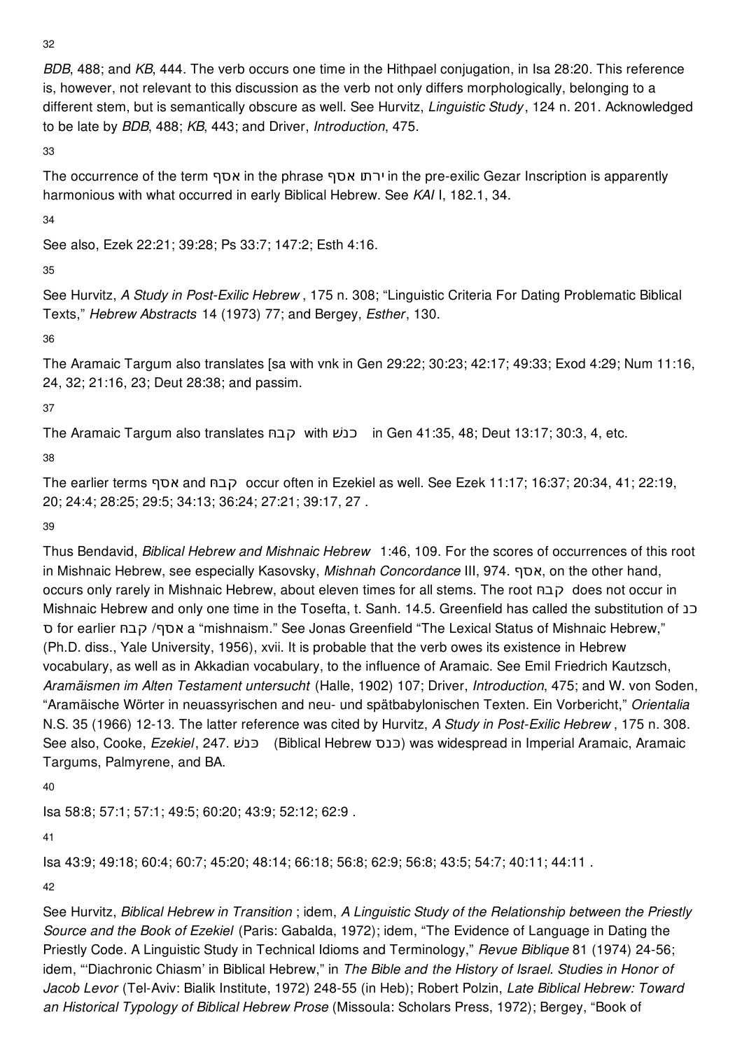32

*BDB*, 488; and *KB*, 444. The verb occurs one time in the Hithpael conjugation, in Isa 28:20. This reference is, however, not relevant to this discussion as the verb not only differs morphologically, belonging to a different stem, but is semantically obscure as well. See Hurvitz, *Linguistic Study*, 124 n. 201. Acknowledged to be late by *BDB*, 488; *KB*, 443; and Driver, *Introduction*, 475.

33

The occurrence of the term אסף in the phrase ירחו אסף in the pre-exilic Gezar Inscription is apparently harmonious with what occurred in early Biblical Hebrew. See *KAI* I, 182.1, 34.

34

See also, Ezek 22:21; 39:28; Ps 33:7; 147:2; Esth 4:16.

35

See Hurvitz, *A Study in Post-Exilic Hebrew* , 175 n. 308; "Linguistic Criteria For Dating Problematic Biblical Texts," *Hebrew Abstracts* 14 (1973) 77; and Bergey, *Esther*, 130.

36

The Aramaic Targum also translates [sa with vnk in Gen 29:22; 30:23; 42:17; 49:33; Exod 4:29; Num 11:16, 24, 32; 21:16, 23; Deut 28:38; and passim.

37

The Aramaic Targum also translates קבח with כנשׁ in Gen 41:35, 48; Deut 13:17; 30:3, 4, etc.

38

The earlier terms אסף and קבח occur often in Ezekiel as well. See Ezek 11:17; 16:37; 20:34, 41; 22:19, 20; 24:4; 28:25; 29:5; 34:13; 36:24; 27:21; 39:17, 27 .

39

Thus Bendavid, *Biblical Hebrew and Mishnaic Hebrew* 1:46, 109. For the scores of occurrences of this root in Mishnaic Hebrew, see especially Kasovsky, *Mishnah Concordance* III, 974. אסף, on the other hand, occurs only rarely in Mishnaic Hebrew, about eleven times for all stems. The root קבח does not occur in Mishnaic Hebrew and only one time in the Tosefta, t. Sanh. 14.5. Greenfield has called the substitution of כנס for earlier קבח /אסף a "mishnaism." See Jonas Greenfield "The Lexical Status of Mishnaic Hebrew," (Ph.D. diss., Yale University, 1956), xvii. It is probable that the verb owes its existence in Hebrew vocabulary, as well as in Akkadian vocabulary, to the influence of Aramaic. See Emil Friedrich Kautzsch, *Aramäismen im Alten Testament untersucht* (Halle, 1902) 107; Driver, *Introduction*, 475; and W. von Soden, "Aramäische Wörter in neuassyrischen and neu- und spätbabylonischen Texten. Ein Vorbericht," *Orientalia* N.S. 35 (1966) 12-13. The latter reference was cited by Hurvitz, *A Study in Post-Exilic Hebrew* , 175 n. 308. See also, Cooke, *Ezekiel*, 247. כנשׁ (Biblical Hebrew כנס) was widespread in Imperial Aramaic, Aramaic Targums, Palmyrene, and BA.

40

Isa 58:8; 57:1; 57:1; 49:5; 60:20; 43:9; 52:12; 62:9 .

41

Isa 43:9; 49:18; 60:4; 60:7; 45:20; 48:14; 66:18; 56:8; 62:9; 56:8; 43:5; 54:7; 40:11; 44:11 .

42

See Hurvitz, *Biblical Hebrew in Transition* ; idem, *A Linguistic Study of the Relationship between the Priestly Source and the Book of Ezekiel* (Paris: Gabalda, 1972); idem, "The Evidence of Language in Dating the Priestly Code. A Linguistic Study in Technical Idioms and Terminology," *Revue Biblique* 81 (1974) 24-56; idem, "'Diachronic Chiasm' in Biblical Hebrew," in *The Bible and the History of Israel. Studies in Honor of Jacob Levor* (Tel-Aviv: Bialik Institute, 1972) 248-55 (in Heb); Robert Polzin, *Late Biblical Hebrew: Toward an Historical Typology of Biblical Hebrew Prose* (Missoula: Scholars Press, 1972); Bergey, "Book of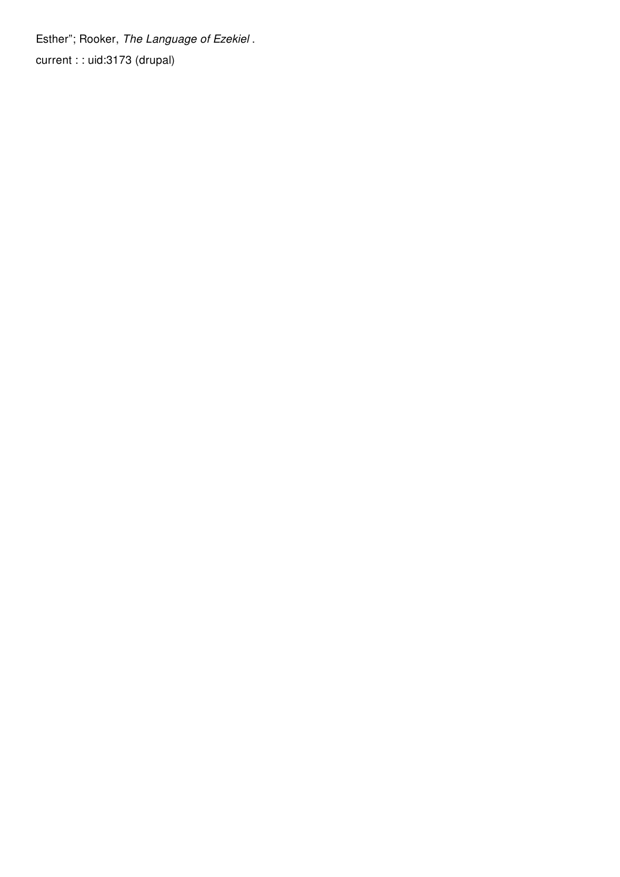Esther"; Rooker, *The Language of Ezekiel* .

current : : uid:3173 (drupal)